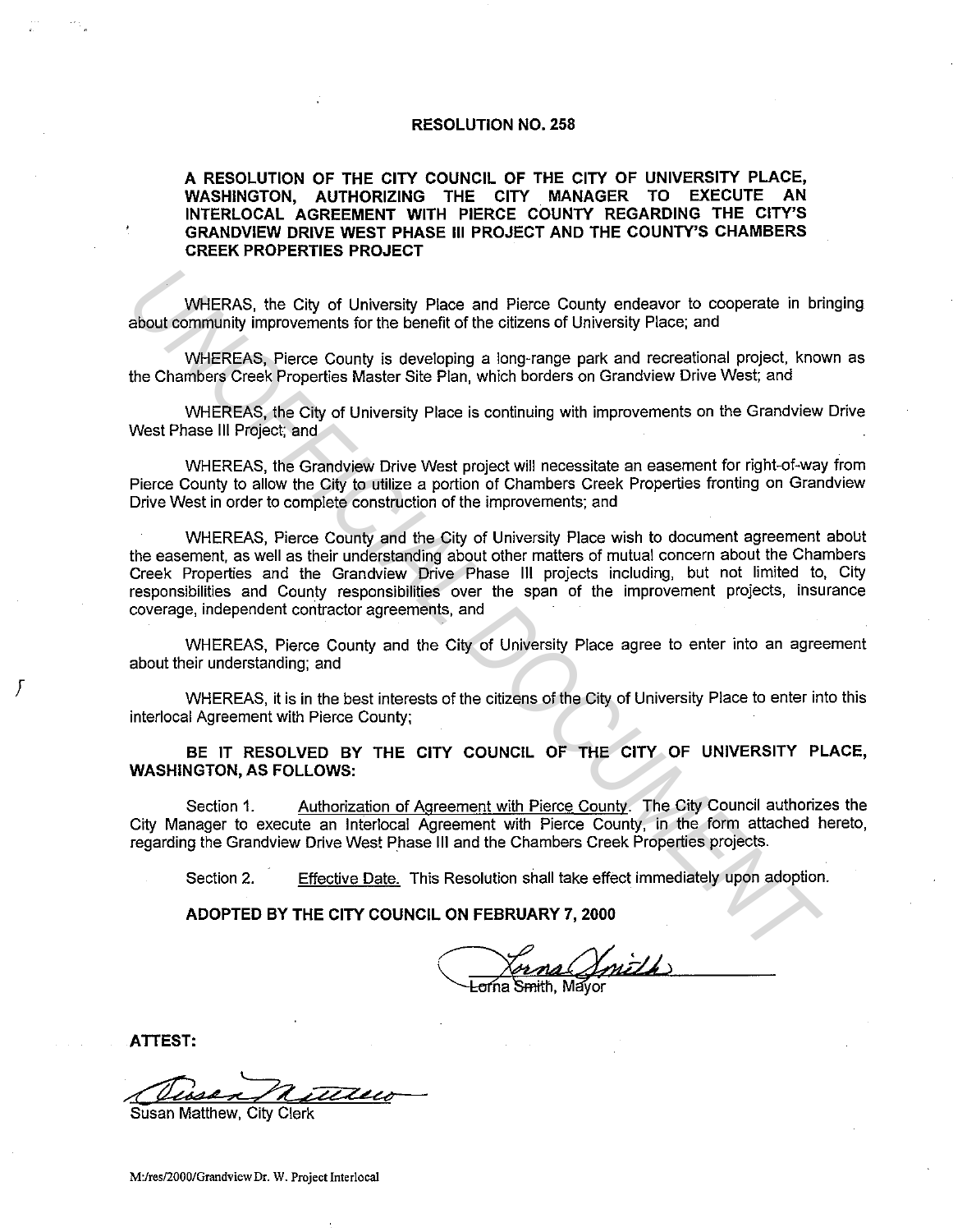# RESOLUTION NO. 258

**A RESOLUTION OF THE CITY COUNCIL OF THE CITY OF UNIVERSITY PLACE, WASHINGTON, AUTHORIZING THE CITY MANAGER TO EXECUTE AN INTERLOCAL AGREEMENT WITH PIERCE COUNTY REGARDING THE CITY'S GRANDVIEW DRIVE WEST PHASE III PROJECT AND THE COUNTY'S CHAMBERS CREEK PROPERTIES PROJECT**

WHERAS, the City of University Place and Pierce County endeavor to cooperate in bringing about community improvements for the benefit of the citizens of University Place; and

WHEREAS, Pierce County is developing a long-range park and recreational project, known as the Chambers Creek Properties Master Site Plan, which borders on Grandview Drive West; and

WHEREAS, the City of University Place is continuing with improvements on the Grandview Drive West Phase III Project; and

WHEREAS, the Grandview Drive West project will necessitate an easement for right-of-way from Pierce County to allow the City to utilize a portion of Chambers Creek Properties fronting on Grandview Drive West in order to complete construction of the improvements; and

WHEREAS, Pierce County and the City of University Place wish to document agreement about the easement, as well as their understanding about other matters of mutual concern about the Chambers Creek Properties and the Grandview Drive Phase III projects including, but not limited to, City responsibilities and County responsibilities over the span of the improvement projects, insurance coverage, independent contractor agreements, and

WHEREAS, Pierce County and the City of University Place agree to enter into an agreement about their understanding; and

WHEREAS, it is in the best interests of the citizens of the City of University Place to enter into this interlocal Agreement with Pierce County;

**BE IT RESOLVED BY THE CITY COUNCIL OF THE CITY OF UNIVERSITY PLACE, WASHINGTON, AS FOLLOWS:**

Section 1. Authorization of Agreement with Pierce County. The City Council authorizes the City Manager to execute an Interlocal Agreement with Pierce County, in the form attached hereto, regarding the Grandview Drive West Phase III and the Chambers Creek Properties projects.

Section 2. Effective Date. This Resolution shall take effect immediately upon adoption.

**ADOPTED BY THE CITY COUNCIL ON FEBRUARY 7, 2000**

Lorna Smith, Mayor

**ATTEST:**

Susan Matthew, City Clerk

M:/res/2000/Grandview Dr. W. Project Interlocal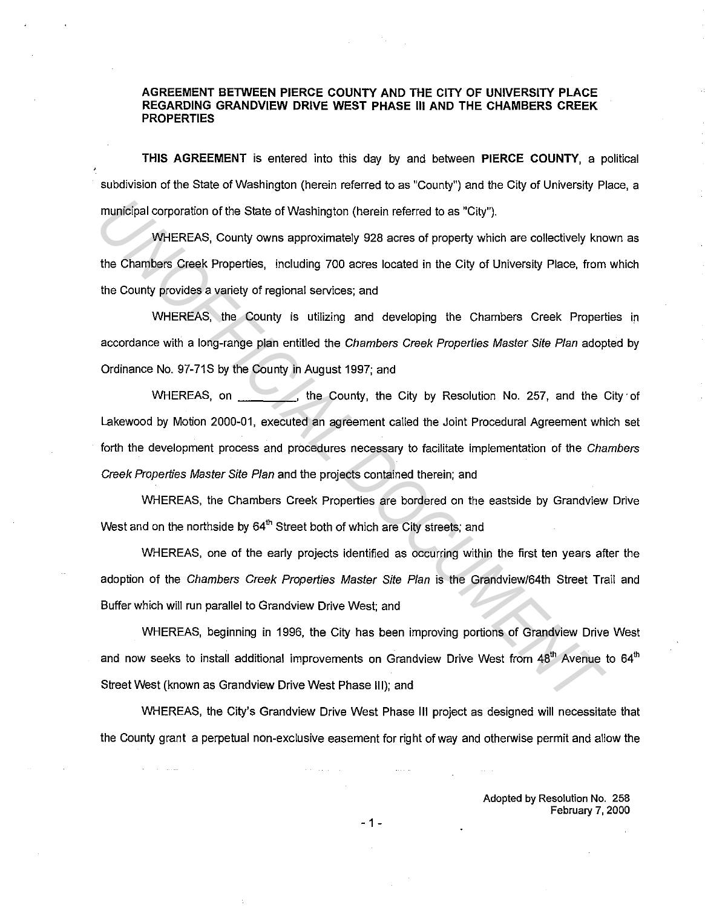**AGREEMENT BETWEEN PIERCE COUNTY AND THE CITY OF UNIVERSITY PLACE REGARDING GRANDVIEW DRIVE WEST PHASE III AND THE CHAMBERS CREEK PROPERTIES**

**THIS AGREEMENT** is entered into this day by and between **PIERCE COUNTY**, a political subdivision of the State of Washington (herein referred to as "County") and the City of University Place, a municipal corporation of the State of Washington (herein referred to as "City").

WHEREAS, County owns approximately 928 acres of property which are collectively known as the Chambers Creek Properties, including 700 acres located in the City of University Place, from which the County provides a variety of regional services; and

WHEREAS, the County is utilizing and developing the Chambers Creek Properties in accordance with a long-range plan entitled the *Chambers Creek Properties Master Site Plan* adopted by Ordinance No. 97-71S by the County in August 1997; and

WHEREAS, on \_\_\_\_\_\_\_\_\_, the County, the City by Resolution No. 257, and the City of Lakewood by Motion 2000-01, executed an agreement called the Joint Procedural Agreement which set forth the development process and procedures necessary to facilitate implementation of the *Chambers Creek Properties Master Site Plan* and the projects contained therein; and

WHEREAS, the Chambers Creek Properties are bordered on the eastside by Grandview Drive West and on the northside by 64th Street both of which are City streets; and

WHEREAS, one of the early projects identified as occurring within the first ten years after the adoption of the *Chambers Creek Properties Master Site Plan* is the Grandview/64th Street Trail and Buffer which will run parallel to Grandview Drive West; and

WHEREAS, beginning in 1996, the City has been improving portions of Grandview Drive West and now seeks to install additional improvements on Grandview Drive West from 48th Avenue to 64th Street West (known as Grandview Drive West Phase III); and

WHEREAS, the City's Grandview Drive West Phase III project as designed will necessitate that the County grant a perpetual non-exclusive easement for right of way and otherwise permit and allow the

Adopted by Resolution No. 258
February 7, 2000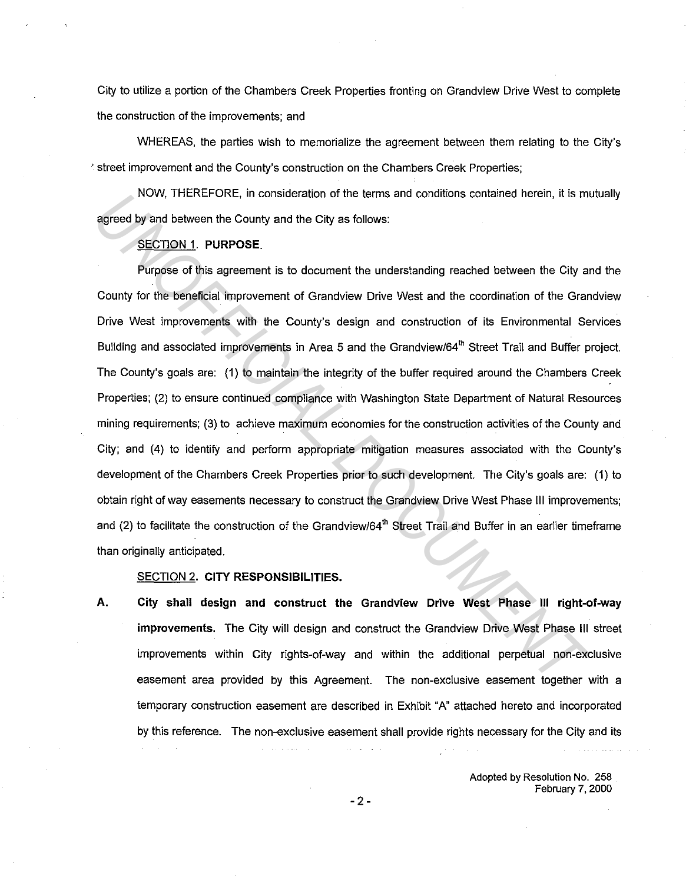City to utilize a portion of the Chambers Creek Properties fronting on Grandview Drive West to complete the construction of the improvements; and

WHEREAS, the parties wish to memorialize the agreement between them relating to the City's street improvement and the County's construction on the Chambers Creek Properties;

NOW, THEREFORE, in consideration of the terms and conditions contained herein, it is mutually agreed by and between the County and the City as follows:

SECTION 1. **PURPOSE.**

Purpose of this agreement is to document the understanding reached between the City and the County for the beneficial improvement of Grandview Drive West and the coordination of the Grandview Drive West improvements with the County's design and construction of its Environmental Services Building and associated improvements in Area 5 and the Grandview/64th Street Trail and Buffer project. The County's goals are: (1) to maintain the integrity of the buffer required around the Chambers Creek Properties; (2) to ensure continued compliance with Washington State Department of Natural Resources mining requirements; (3) to achieve maximum economies for the construction activities of the County and City; and (4) to identify and perform appropriate mitigation measures associated with the County's development of the Chambers Creek Properties prior to such development. The City's goals are: (1) to obtain right of way easements necessary to construct the Grandview Drive West Phase III improvements; and (2) to facilitate the construction of the Grandview/64th Street Trail and Buffer in an earlier timeframe than originally anticipated.

SECTION 2. **CITY RESPONSIBILITIES.**

**A. City shall design and construct the Grandview Drive West Phase III right-of-way improvements.** The City will design and construct the Grandview Drive West Phase III street improvements within City rights-of-way and within the additional perpetual non-exclusive easement area provided by this Agreement. The non-exclusive easement together with a temporary construction easement are described in Exhibit "A" attached hereto and incorporated by this reference. The non-exclusive easement shall provide rights necessary for the City and its

Adopted by Resolution No. 258
February 7, 2000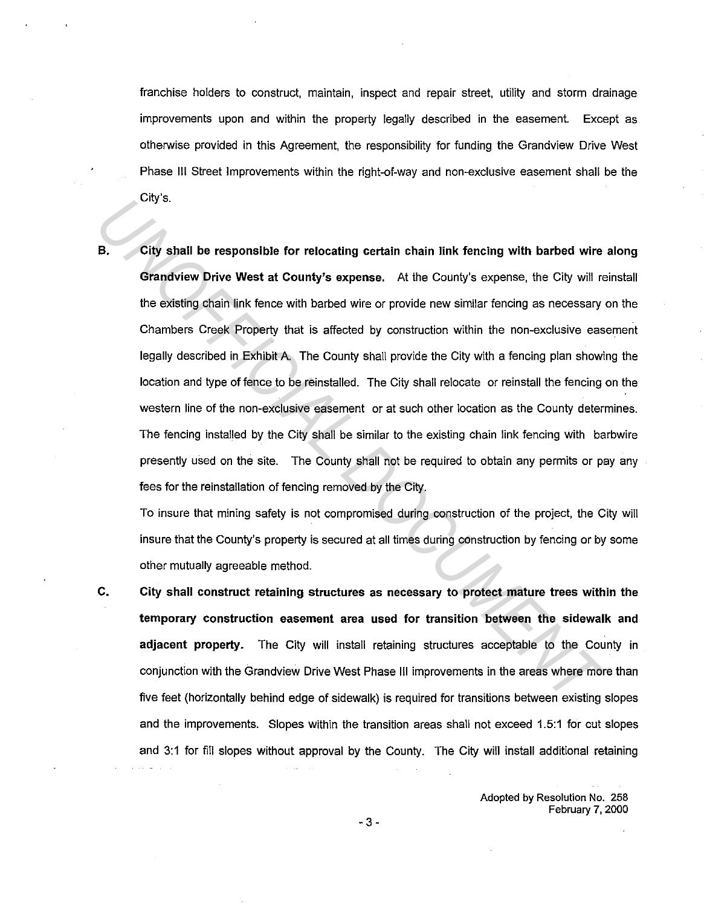franchise holders to construct, maintain, inspect and repair street, utility and storm drainage improvements upon and within the property legally described in the easement. Except as otherwise provided in this Agreement, the responsibility for funding the Grandview Drive West Phase III Street Improvements within the right-of-way and non-exclusive easement shall be the City's.

B. **City shall be responsible for relocating certain chain link fencing with barbed wire along Grandview Drive West at County's expense.** At the County's expense, the City will reinstall the existing chain link fence with barbed wire or provide new similar fencing as necessary on the Chambers Creek Property that is affected by construction within the non-exclusive easement legally described in Exhibit A. The County shall provide the City with a fencing plan showing the location and type of fence to be reinstalled. The City shall relocate or reinstall the fencing on the western line of the non-exclusive easement or at such other location as the County determines. The fencing installed by the City shall be similar to the existing chain link fencing with barbwire presently used on the site. The County shall not be required to obtain any permits or pay any fees for the reinstallation of fencing removed by the City.

   To insure that mining safety is not compromised during construction of the project, the City will insure that the County's property is secured at all times during construction by fencing or by some other mutually agreeable method.

C. **City shall construct retaining structures as necessary to protect mature trees within the temporary construction easement area used for transition between the sidewalk and adjacent property.** The City will install retaining structures acceptable to the County in conjunction with the Grandview Drive West Phase III improvements in the areas where more than five feet (horizontally behind edge of sidewalk) is required for transitions between existing slopes and the improvements. Slopes within the transition areas shall not exceed 1.5:1 for cut slopes and 3:1 for fill slopes without approval by the County. The City will install additional retaining

Adopted by Resolution No. 258
February 7, 2000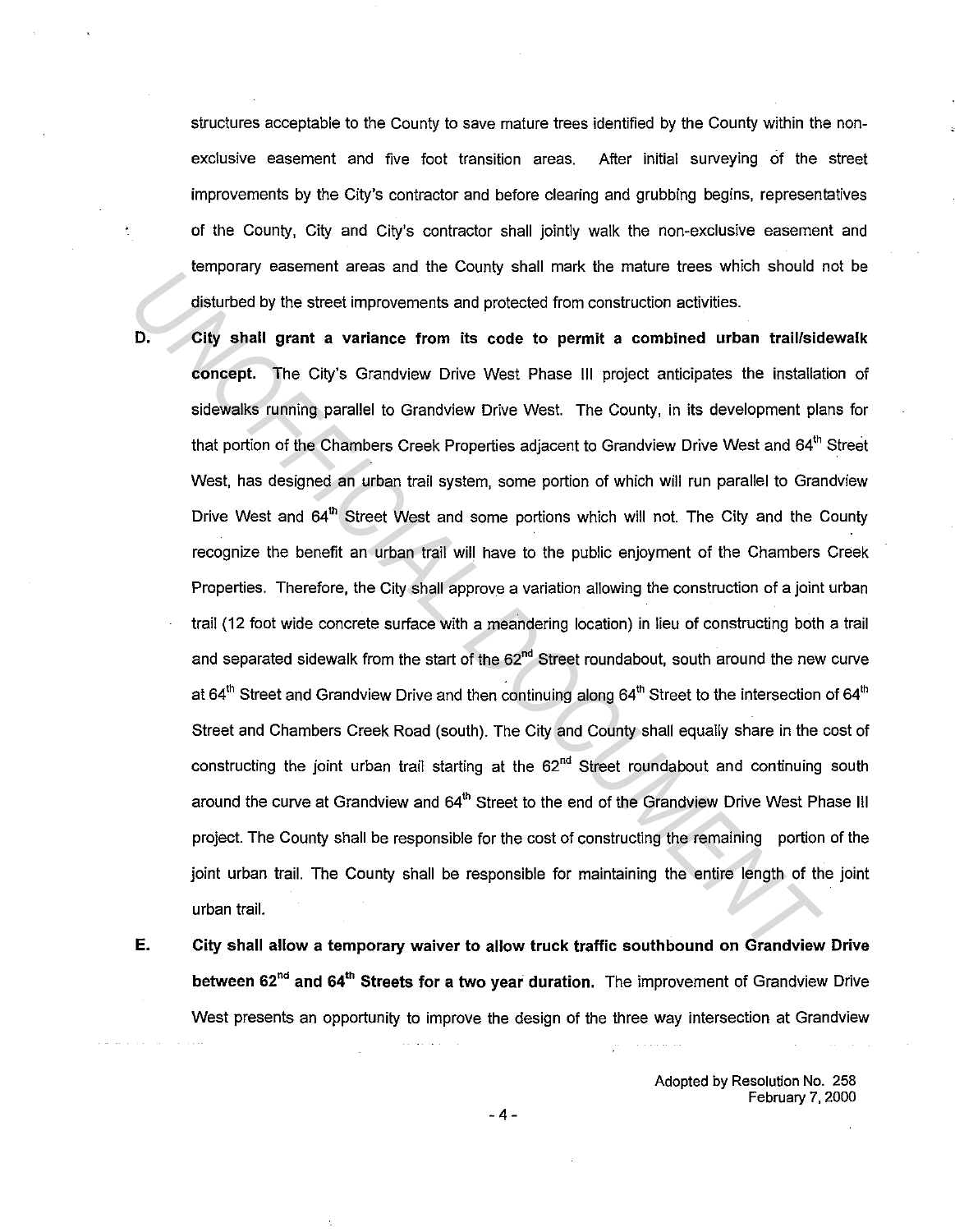structures acceptable to the County to save mature trees identified by the County within the non-exclusive easement and five foot transition areas. After initial surveying of the street improvements by the City's contractor and before clearing and grubbing begins, representatives of the County, City and City's contractor shall jointly walk the non-exclusive easement and temporary easement areas and the County shall mark the mature trees which should not be disturbed by the street improvements and protected from construction activities.

D. **City shall grant a variance from its code to permit a combined urban trail/sidewalk concept.** The City's Grandview Drive West Phase III project anticipates the installation of sidewalks running parallel to Grandview Drive West. The County, in its development plans for that portion of the Chambers Creek Properties adjacent to Grandview Drive West and 64th Street West, has designed an urban trail system, some portion of which will run parallel to Grandview Drive West and 64th Street West and some portions which will not. The City and the County recognize the benefit an urban trail will have to the public enjoyment of the Chambers Creek Properties. Therefore, the City shall approve a variation allowing the construction of a joint urban trail (12 foot wide concrete surface with a meandering location) in lieu of constructing both a trail and separated sidewalk from the start of the 62nd Street roundabout, south around the new curve at 64th Street and Grandview Drive and then continuing along 64th Street to the intersection of 64th Street and Chambers Creek Road (south). The City and County shall equally share in the cost of constructing the joint urban trail starting at the 62nd Street roundabout and continuing south around the curve at Grandview and 64th Street to the end of the Grandview Drive West Phase III project. The County shall be responsible for the cost of constructing the remaining portion of the joint urban trail. The County shall be responsible for maintaining the entire length of the joint urban trail.

E. **City shall allow a temporary waiver to allow truck traffic southbound on Grandview Drive between 62nd and 64th Streets for a two year duration.** The improvement of Grandview Drive West presents an opportunity to improve the design of the three way intersection at Grandview

Adopted by Resolution No. 258
February 7, 2000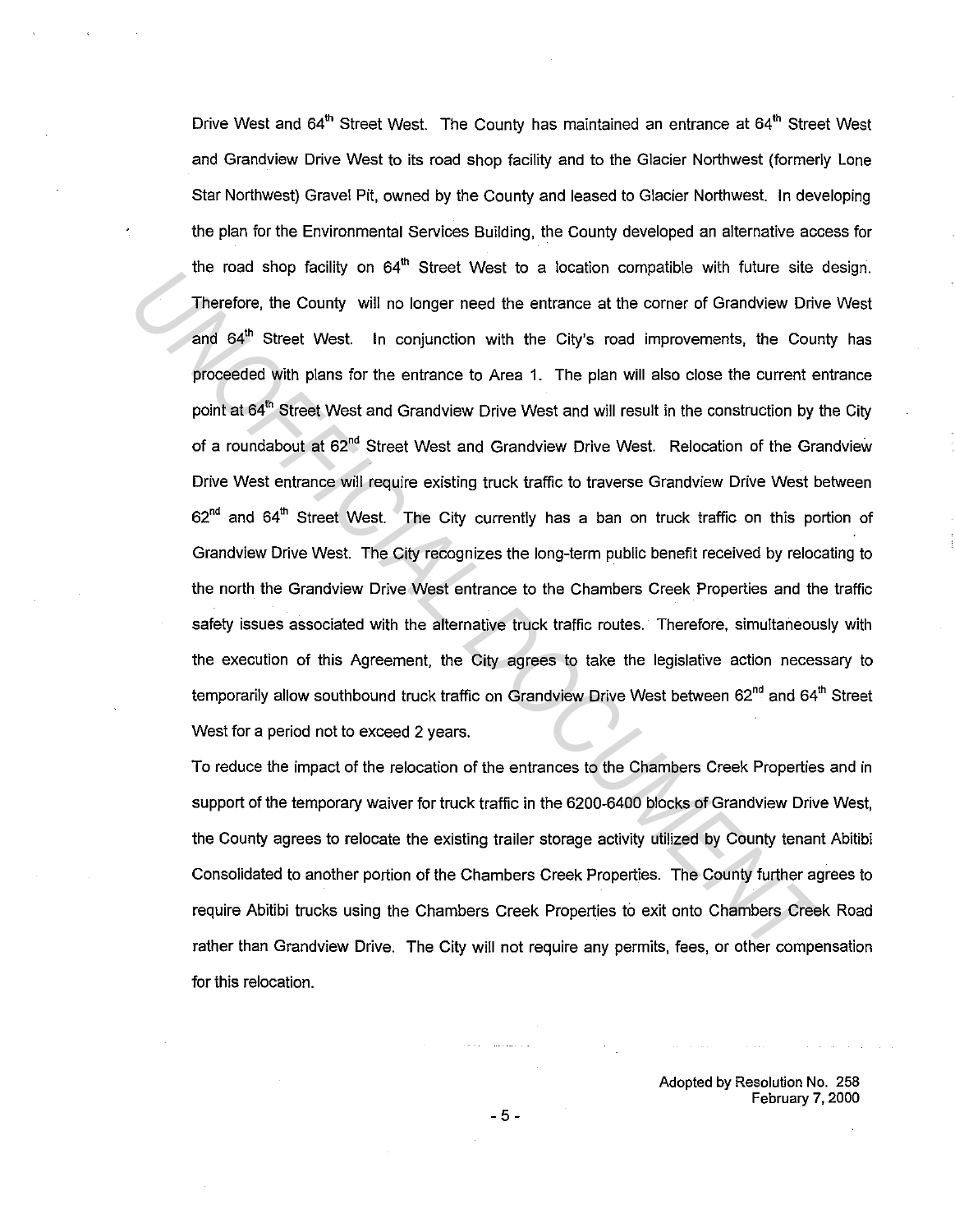Drive West and 64th Street West. The County has maintained an entrance at 64th Street West and Grandview Drive West to its road shop facility and to the Glacier Northwest (formerly Lone Star Northwest) Gravel Pit, owned by the County and leased to Glacier Northwest. In developing the plan for the Environmental Services Building, the County developed an alternative access for the road shop facility on 64th Street West to a location compatible with future site design. Therefore, the County will no longer need the entrance at the corner of Grandview Drive West and 64th Street West. In conjunction with the City's road improvements, the County has proceeded with plans for the entrance to Area 1. The plan will also close the current entrance point at 64th Street West and Grandview Drive West and will result in the construction by the City of a roundabout at 62nd Street West and Grandview Drive West. Relocation of the Grandview Drive West entrance will require existing truck traffic to traverse Grandview Drive West between 62nd and 64th Street West. The City currently has a ban on truck traffic on this portion of Grandview Drive West. The City recognizes the long-term public benefit received by relocating to the north the Grandview Drive West entrance to the Chambers Creek Properties and the traffic safety issues associated with the alternative truck traffic routes. Therefore, simultaneously with the execution of this Agreement, the City agrees to take the legislative action necessary to temporarily allow southbound truck traffic on Grandview Drive West between 62nd and 64th Street West for a period not to exceed 2 years.

To reduce the impact of the relocation of the entrances to the Chambers Creek Properties and in support of the temporary waiver for truck traffic in the 6200-6400 blocks of Grandview Drive West, the County agrees to relocate the existing trailer storage activity utilized by County tenant Abitibi Consolidated to another portion of the Chambers Creek Properties. The County further agrees to require Abitibi trucks using the Chambers Creek Properties to exit onto Chambers Creek Road rather than Grandview Drive. The City will not require any permits, fees, or other compensation for this relocation.

Adopted by Resolution No. 258
February 7, 2000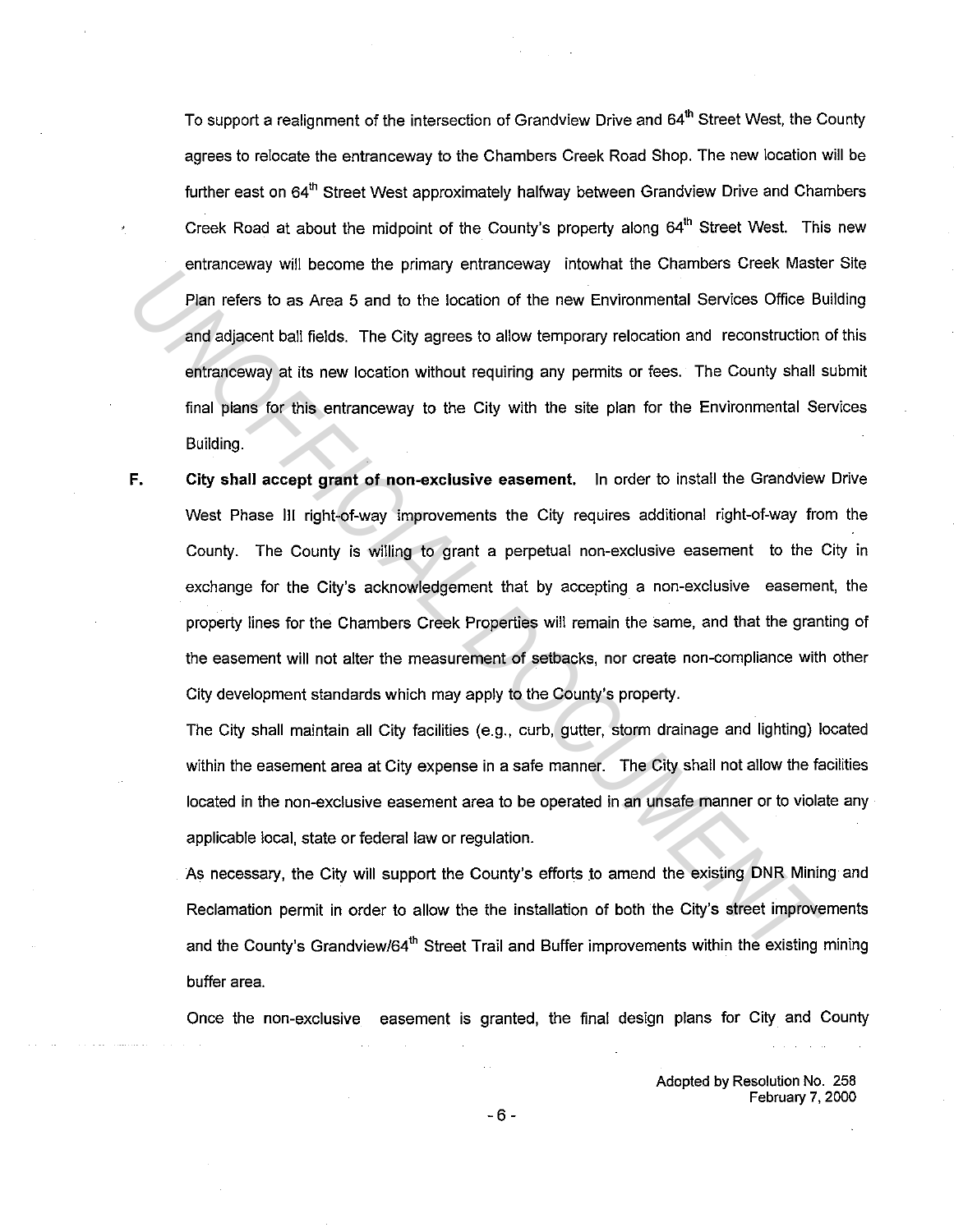To support a realignment of the intersection of Grandview Drive and 64th Street West, the County agrees to relocate the entranceway to the Chambers Creek Road Shop. The new location will be further east on 64th Street West approximately halfway between Grandview Drive and Chambers Creek Road at about the midpoint of the County's property along 64th Street West. This new entranceway will become the primary entranceway intowhat the Chambers Creek Master Site Plan refers to as Area 5 and to the location of the new Environmental Services Office Building and adjacent ball fields. The City agrees to allow temporary relocation and reconstruction of this entranceway at its new location without requiring any permits or fees. The County shall submit final plans for this entranceway to the City with the site plan for the Environmental Services Building.

**F.** **City shall accept grant of non-exclusive easement.** In order to install the Grandview Drive West Phase III right-of-way improvements the City requires additional right-of-way from the County. The County is willing to grant a perpetual non-exclusive easement to the City in exchange for the City's acknowledgement that by accepting a non-exclusive easement, the property lines for the Chambers Creek Properties will remain the same, and that the granting of the easement will not alter the measurement of setbacks, nor create non-compliance with other City development standards which may apply to the County's property.

The City shall maintain all City facilities (e.g., curb, gutter, storm drainage and lighting) located within the easement area at City expense in a safe manner. The City shall not allow the facilities located in the non-exclusive easement area to be operated in an unsafe manner or to violate any applicable local, state or federal law or regulation.

As necessary, the City will support the County's efforts to amend the existing DNR Mining and Reclamation permit in order to allow the the installation of both the City's street improvements and the County's Grandview/64th Street Trail and Buffer improvements within the existing mining buffer area.

Once the non-exclusive easement is granted, the final design plans for City and County

Adopted by Resolution No. 258
February 7, 2000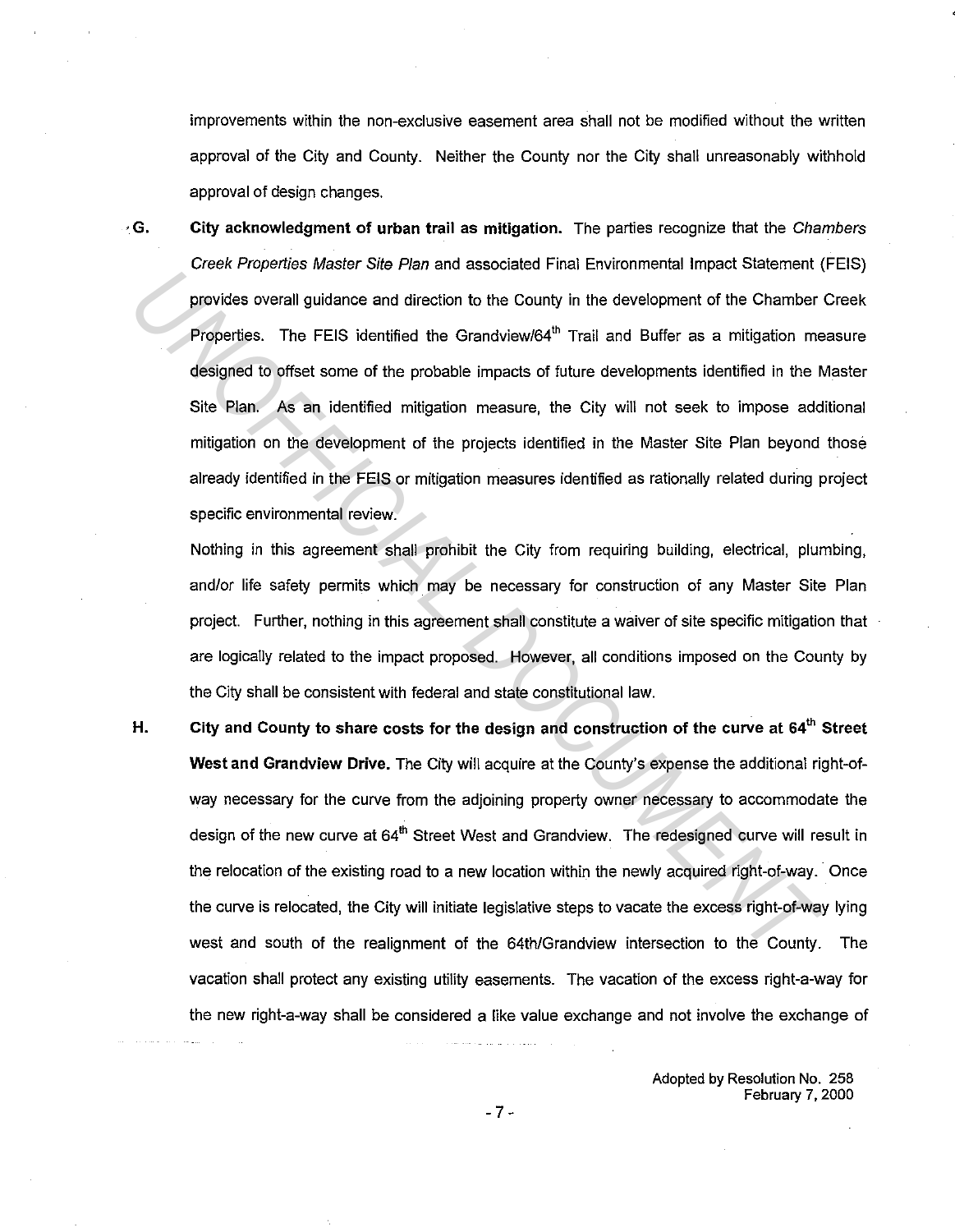improvements within the non-exclusive easement area shall not be modified without the written approval of the City and County. Neither the County nor the City shall unreasonably withhold approval of design changes.

**G. City acknowledgment of urban trail as mitigation.** The parties recognize that the *Chambers Creek Properties Master Site Plan* and associated Final Environmental Impact Statement (FEIS) provides overall guidance and direction to the County in the development of the Chamber Creek Properties. The FEIS identified the Grandview/64th Trail and Buffer as a mitigation measure designed to offset some of the probable impacts of future developments identified in the Master Site Plan. As an identified mitigation measure, the City will not seek to impose additional mitigation on the development of the projects identified in the Master Site Plan beyond those already identified in the FEIS or mitigation measures identified as rationally related during project specific environmental review.

Nothing in this agreement shall prohibit the City from requiring building, electrical, plumbing, and/or life safety permits which may be necessary for construction of any Master Site Plan project. Further, nothing in this agreement shall constitute a waiver of site specific mitigation that are logically related to the impact proposed. However, all conditions imposed on the County by the City shall be consistent with federal and state constitutional law.

**H. City and County to share costs for the design and construction of the curve at 64th Street West and Grandview Drive.** The City will acquire at the County's expense the additional right-of-way necessary for the curve from the adjoining property owner necessary to accommodate the design of the new curve at 64th Street West and Grandview. The redesigned curve will result in the relocation of the existing road to a new location within the newly acquired right-of-way. Once the curve is relocated, the City will initiate legislative steps to vacate the excess right-of-way lying west and south of the realignment of the 64th/Grandview intersection to the County. The vacation shall protect any existing utility easements. The vacation of the excess right-a-way for the new right-a-way shall be considered a like value exchange and not involve the exchange of

Adopted by Resolution No. 258
February 7, 2000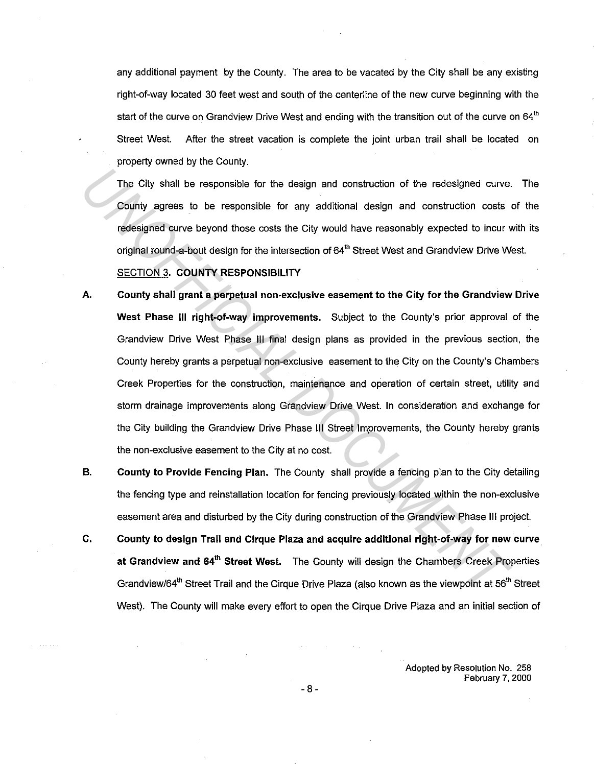any additional payment by the County. The area to be vacated by the City shall be any existing right-of-way located 30 feet west and south of the centerline of the new curve beginning with the start of the curve on Grandview Drive West and ending with the transition out of the curve on 64th Street West. After the street vacation is complete the joint urban trail shall be located on property owned by the County.

The City shall be responsible for the design and construction of the redesigned curve. The County agrees to be responsible for any additional design and construction costs of the redesigned curve beyond those costs the City would have reasonably expected to incur with its original round-a-bout design for the intersection of 64th Street West and Grandview Drive West.

SECTION 3. **COUNTY RESPONSIBILITY**

**A. County shall grant a perpetual non-exclusive easement to the City for the Grandview Drive West Phase III right-of-way improvements.** Subject to the County's prior approval of the Grandview Drive West Phase III final design plans as provided in the previous section, the County hereby grants a perpetual non-exclusive easement to the City on the County's Chambers Creek Properties for the construction, maintenance and operation of certain street, utility and storm drainage improvements along Grandview Drive West. In consideration and exchange for the City building the Grandview Drive Phase III Street Improvements, the County hereby grants the non-exclusive easement to the City at no cost.

**B. County to Provide Fencing Plan.** The County shall provide a fencing plan to the City detailing the fencing type and reinstallation location for fencing previously located within the non-exclusive easement area and disturbed by the City during construction of the Grandview Phase III project.

**C. County to design Trail and Cirque Plaza and acquire additional right-of-way for new curve at Grandview and 64th Street West.** The County will design the Chambers Creek Properties Grandview/64th Street Trail and the Cirque Drive Plaza (also known as the viewpoint at 56th Street West). The County will make every effort to open the Cirque Drive Plaza and an initial section of

Adopted by Resolution No. 258
February 7, 2000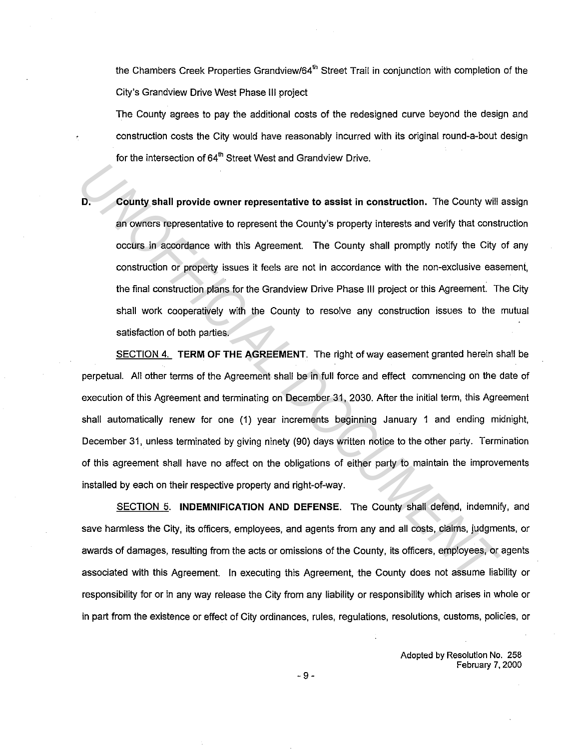the Chambers Creek Properties Grandview/64$^{th}$ Street Trail in conjunction with completion of the City's Grandview Drive West Phase III project

The County agrees to pay the additional costs of the redesigned curve beyond the design and construction costs the City would have reasonably incurred with its original round-a-bout design for the intersection of 64$^{th}$ Street West and Grandview Drive.

**D. County shall provide owner representative to assist in construction.** The County will assign an owners representative to represent the County's property interests and verify that construction occurs in accordance with this Agreement. The County shall promptly notify the City of any construction or property issues it feels are not in accordance with the non-exclusive easement, the final construction plans for the Grandview Drive Phase III project or this Agreement. The City shall work cooperatively with the County to resolve any construction issues to the mutual satisfaction of both parties.

SECTION 4. **TERM OF THE AGREEMENT**. The right of way easement granted herein shall be perpetual. All other terms of the Agreement shall be in full force and effect commencing on the date of execution of this Agreement and terminating on December 31, 2030. After the initial term, this Agreement shall automatically renew for one (1) year increments beginning January 1 and ending midnight, December 31, unless terminated by giving ninety (90) days written notice to the other party. Termination of this agreement shall have no affect on the obligations of either party to maintain the improvements installed by each on their respective property and right-of-way.

SECTION 5. **INDEMNIFICATION AND DEFENSE.** The County shall defend, indemnify, and save harmless the City, its officers, employees, and agents from any and all costs, claims, judgments, or awards of damages, resulting from the acts or omissions of the County, its officers, employees, or agents associated with this Agreement. In executing this Agreement, the County does not assume liability or responsibility for or in any way release the City from any liability or responsibility which arises in whole or in part from the existence or effect of City ordinances, rules, regulations, resolutions, customs, policies, or

Adopted by Resolution No. 258
February 7, 2000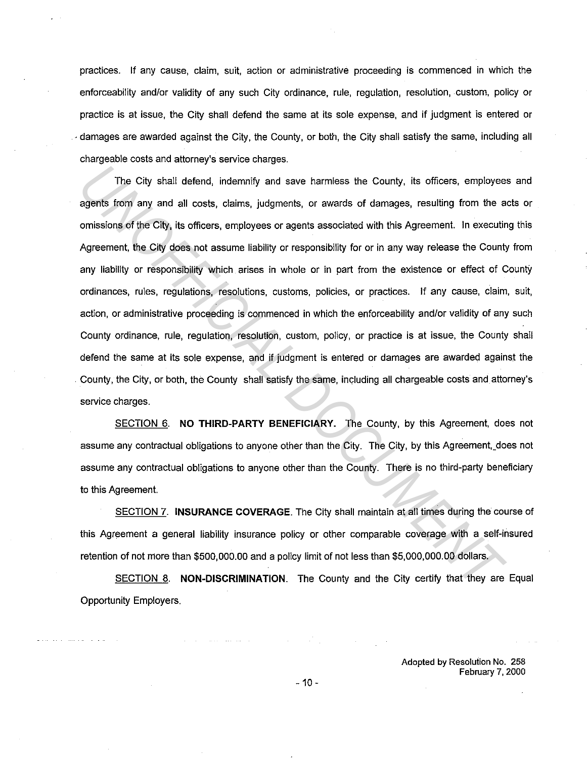practices. If any cause, claim, suit, action or administrative proceeding is commenced in which the enforceability and/or validity of any such City ordinance, rule, regulation, resolution, custom, policy or practice is at issue, the City shall defend the same at its sole expense, and if judgment is entered or damages are awarded against the City, the County, or both, the City shall satisfy the same, including all chargeable costs and attorney's service charges.

The City shall defend, indemnify and save harmless the County, its officers, employees and agents from any and all costs, claims, judgments, or awards of damages, resulting from the acts or omissions of the City, its officers, employees or agents associated with this Agreement. In executing this Agreement, the City does not assume liability or responsibility for or in any way release the County from any liability or responsibility which arises in whole or in part from the existence or effect of County ordinances, rules, regulations, resolutions, customs, policies, or practices. If any cause, claim, suit, action, or administrative proceeding is commenced in which the enforceability and/or validity of any such County ordinance, rule, regulation, resolution, custom, policy, or practice is at issue, the County shall defend the same at its sole expense, and if judgment is entered or damages are awarded against the County, the City, or both, the County shall satisfy the same, including all chargeable costs and attorney's service charges.

SECTION 6. **NO THIRD-PARTY BENEFICIARY.** The County, by this Agreement, does not assume any contractual obligations to anyone other than the City. The City, by this Agreement, does not assume any contractual obligations to anyone other than the County. There is no third-party beneficiary to this Agreement.

SECTION 7. **INSURANCE COVERAGE.** The City shall maintain at all times during the course of this Agreement a general liability insurance policy or other comparable coverage with a self-insured retention of not more than $500,000.00 and a policy limit of not less than $5,000,000.00 dollars.

SECTION 8. **NON-DISCRIMINATION.** The County and the City certify that they are Equal Opportunity Employers.

Adopted by Resolution No. 258
February 7, 2000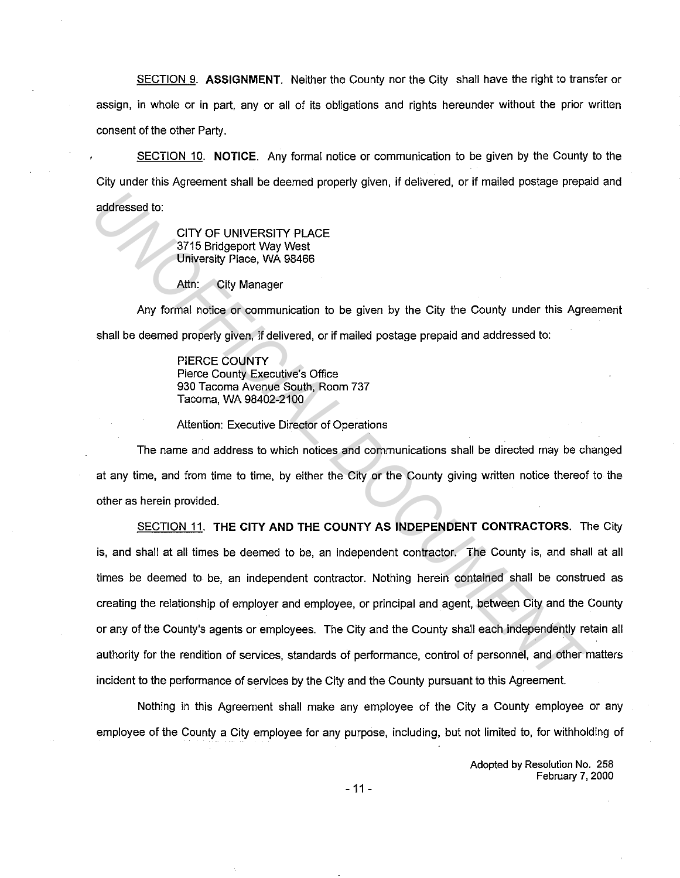SECTION 9. **ASSIGNMENT**. Neither the County nor the City shall have the right to transfer or assign, in whole or in part, any or all of its obligations and rights hereunder without the prior written consent of the other Party.

SECTION 10. **NOTICE**. Any formal notice or communication to be given by the County to the City under this Agreement shall be deemed properly given, if delivered, or if mailed postage prepaid and addressed to:

CITY OF UNIVERSITY PLACE
3715 Bridgeport Way West
University Place, WA 98466

Attn: City Manager

Any formal notice or communication to be given by the City the County under this Agreement shall be deemed properly given, if delivered, or if mailed postage prepaid and addressed to:

PIERCE COUNTY
Pierce County Executive's Office
930 Tacoma Avenue South, Room 737
Tacoma, WA 98402-2100

Attention: Executive Director of Operations

The name and address to which notices and communications shall be directed may be changed at any time, and from time to time, by either the City or the County giving written notice thereof to the other as herein provided.

SECTION 11. **THE CITY AND THE COUNTY AS INDEPENDENT CONTRACTORS**. The City is, and shall at all times be deemed to be, an independent contractor. The County is, and shall at all times be deemed to be, an independent contractor. Nothing herein contained shall be construed as creating the relationship of employer and employee, or principal and agent, between City and the County or any of the County's agents or employees. The City and the County shall each independently retain all authority for the rendition of services, standards of performance, control of personnel, and other matters incident to the performance of services by the City and the County pursuant to this Agreement.

Nothing in this Agreement shall make any employee of the City a County employee or any employee of the County a City employee for any purpose, including, but not limited to, for withholding of

Adopted by Resolution No. 258
February 7, 2000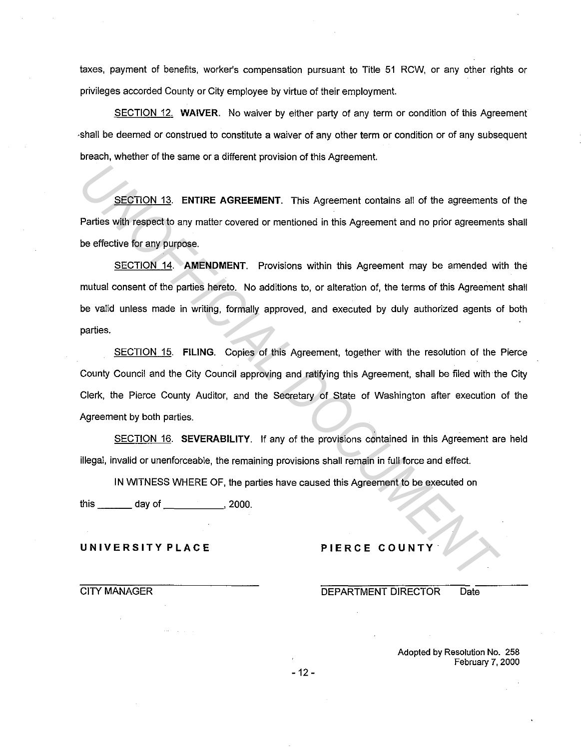taxes, payment of benefits, worker's compensation pursuant to Title 51 RCW, or any other rights or privileges accorded County or City employee by virtue of their employment.

SECTION 12. **WAIVER**. No waiver by either party of any term or condition of this Agreement shall be deemed or construed to constitute a waiver of any other term or condition or of any subsequent breach, whether of the same or a different provision of this Agreement.

SECTION 13. **ENTIRE AGREEMENT**. This Agreement contains all of the agreements of the Parties with respect to any matter covered or mentioned in this Agreement and no prior agreements shall be effective for any purpose.

SECTION 14. **AMENDMENT**. Provisions within this Agreement may be amended with the mutual consent of the parties hereto. No additions to, or alteration of, the terms of this Agreement shall be valid unless made in writing, formally approved, and executed by duly authorized agents of both parties.

SECTION 15. **FILING**. Copies of this Agreement, together with the resolution of the Pierce County Council and the City Council approving and ratifying this Agreement, shall be filed with the City Clerk, the Pierce County Auditor, and the Secretary of State of Washington after execution of the Agreement by both parties.

SECTION 16. **SEVERABILITY**. If any of the provisions contained in this Agreement are held illegal, invalid or unenforceable, the remaining provisions shall remain in full force and effect.

IN WITNESS WHERE OF, the parties have caused this Agreement to be executed on this _______ day of ___________, 2000.

**UNIVERSITY PLACE**

______________________________
CITY MANAGER

**PIERCE COUNTY**

______________________________ ___________
DEPARTMENT DIRECTOR Date

Adopted by Resolution No. 258
February 7, 2000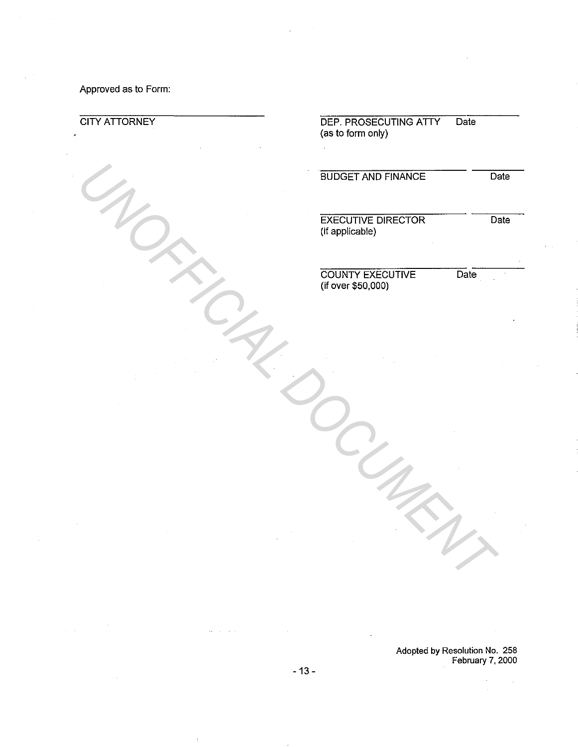Approved as to Form:

| | |
|---|---|
| CITY ATTORNEY | DEP. PROSECUTING ATTY Date<br>(as to form only) |
| | BUDGET AND FINANCE Date |
| | EXECUTIVE DIRECTOR Date<br>(if applicable) |
| | COUNTY EXECUTIVE Date<br>(if over $50,000) |

UNOFFICIAL DOCUMENT

Adopted by Resolution No. 258
February 7, 2000